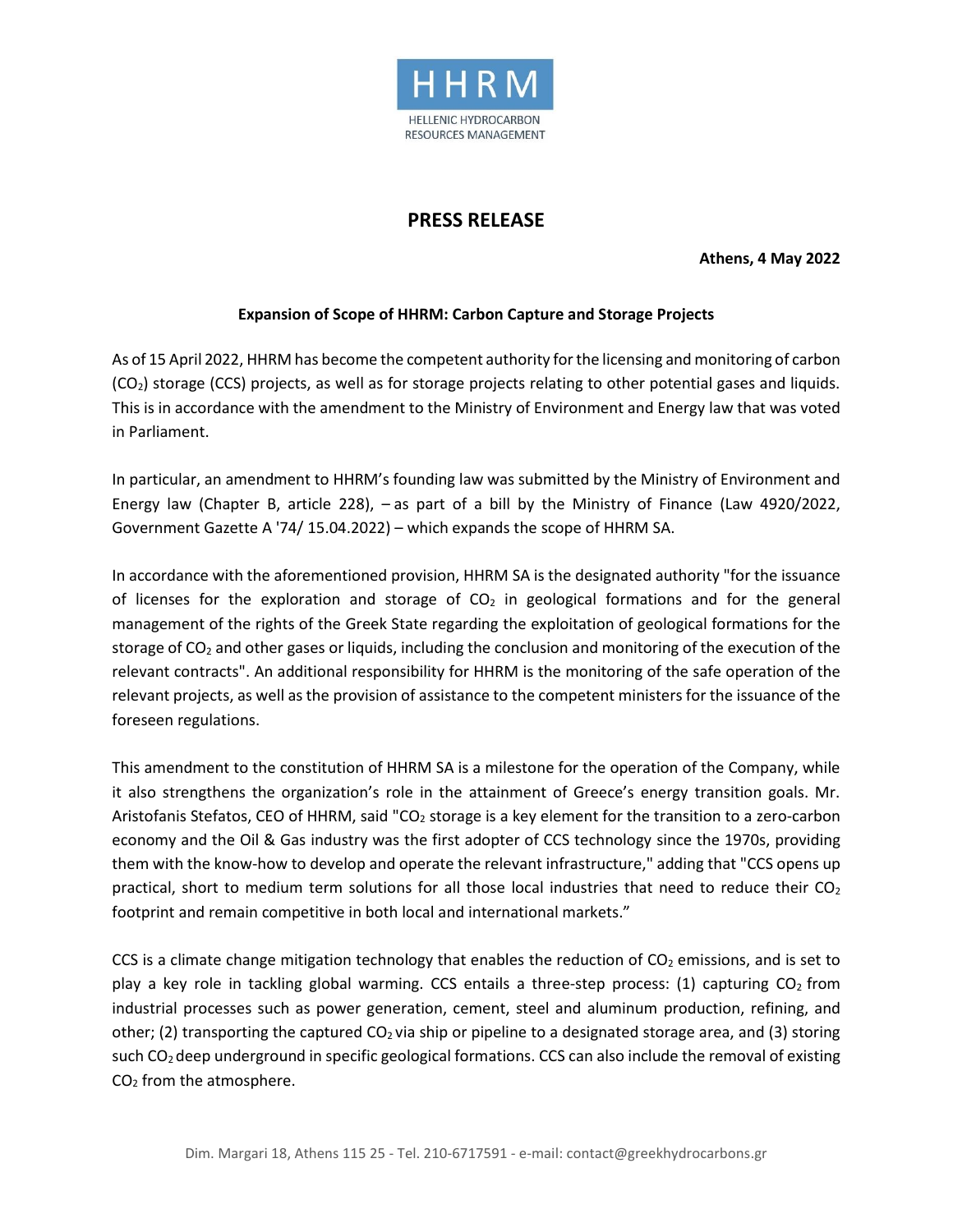HHRM

HELLENIC HYDROCARBON RESOURCES MANAGEMENT

# PRESS RELEASE

**Athens, 4 May 2022**

**Expansion of Scope of HHRM: Carbon Capture and Storage Projects**

As of 15 April 2022, HHRM has become the competent authority for the licensing and monitoring of carbon ($CO_2$) storage (CCS) projects, as well as for storage projects relating to other potential gases and liquids. This is in accordance with the amendment to the Ministry of Environment and Energy law that was voted in Parliament.

In particular, an amendment to HHRM's founding law was submitted by the Ministry of Environment and Energy law (Chapter B, article 228), – as part of a bill by the Ministry of Finance (Law 4920/2022, Government Gazette A '74/ 15.04.2022) – which expands the scope of HHRM SA.

In accordance with the aforementioned provision, HHRM SA is the designated authority "for the issuance of licenses for the exploration and storage of $CO_2$ in geological formations and for the general management of the rights of the Greek State regarding the exploitation of geological formations for the storage of $CO_2$ and other gases or liquids, including the conclusion and monitoring of the execution of the relevant contracts". An additional responsibility for HHRM is the monitoring of the safe operation of the relevant projects, as well as the provision of assistance to the competent ministers for the issuance of the foreseen regulations.

This amendment to the constitution of HHRM SA is a milestone for the operation of the Company, while it also strengthens the organization's role in the attainment of Greece's energy transition goals. Mr. Aristofanis Stefatos, CEO of HHRM, said "$CO_2$ storage is a key element for the transition to a zero-carbon economy and the Oil & Gas industry was the first adopter of CCS technology since the 1970s, providing them with the know-how to develop and operate the relevant infrastructure," adding that "CCS opens up practical, short to medium term solutions for all those local industries that need to reduce their $CO_2$ footprint and remain competitive in both local and international markets."

CCS is a climate change mitigation technology that enables the reduction of $CO_2$ emissions, and is set to play a key role in tackling global warming. CCS entails a three-step process: (1) capturing $CO_2$ from industrial processes such as power generation, cement, steel and aluminum production, refining, and other; (2) transporting the captured $CO_2$ via ship or pipeline to a designated storage area, and (3) storing such $CO_2$ deep underground in specific geological formations. CCS can also include the removal of existing $CO_2$ from the atmosphere.

Dim. Margari 18, Athens 115 25 - Tel. 210-6717591 - e-mail: contact@greekhydrocarbons.gr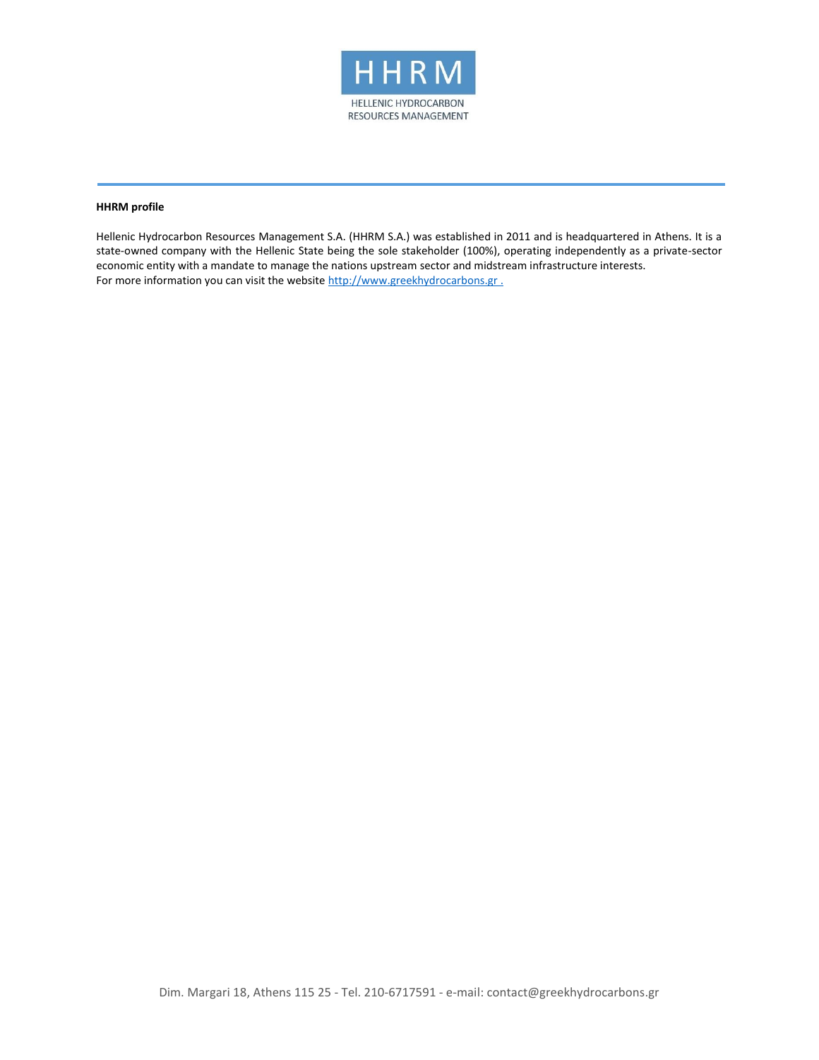HHRM

HELLENIC HYDROCARBON RESOURCES MANAGEMENT

**HHRM profile**

Hellenic Hydrocarbon Resources Management S.A. (HHRM S.A.) was established in 2011 and is headquartered in Athens. It is a state-owned company with the Hellenic State being the sole stakeholder (100%), operating independently as a private-sector economic entity with a mandate to manage the nations upstream sector and midstream infrastructure interests.
For more information you can visit the website http://www.greekhydrocarbons.gr .

Dim. Margari 18, Athens 115 25 - Tel. 210-6717591 - e-mail: contact@greekhydrocarbons.gr